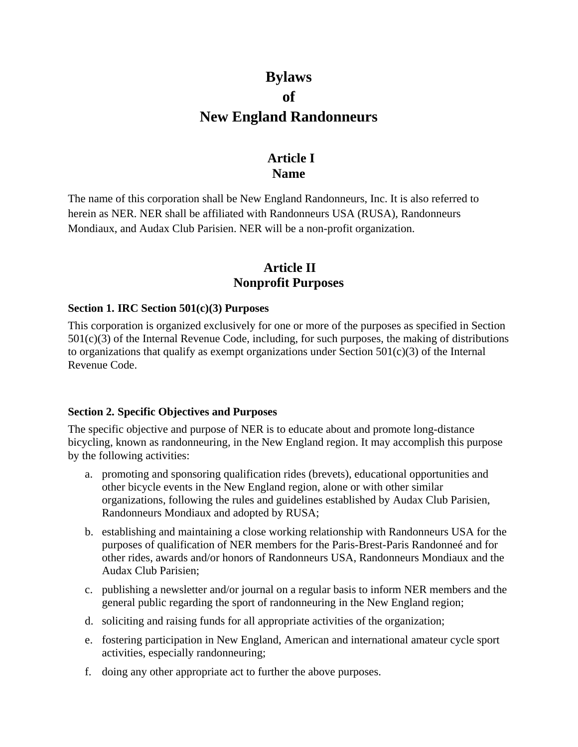# Bylaws
# of
# New England Randonneurs

## Article I
## Name

The name of this corporation shall be New England Randonneurs, Inc. It is also referred to herein as NER. NER shall be affiliated with Randonneurs USA (RUSA), Randonneurs Mondiaux, and Audax Club Parisien. NER will be a non-profit organization.

## Article II
## Nonprofit Purposes

### Section 1. IRC Section 501(c)(3) Purposes

This corporation is organized exclusively for one or more of the purposes as specified in Section 501(c)(3) of the Internal Revenue Code, including, for such purposes, the making of distributions to organizations that qualify as exempt organizations under Section 501(c)(3) of the Internal Revenue Code.

### Section 2. Specific Objectives and Purposes

The specific objective and purpose of NER is to educate about and promote long-distance bicycling, known as randonneuring, in the New England region. It may accomplish this purpose by the following activities:

a. promoting and sponsoring qualification rides (brevets), educational opportunities and other bicycle events in the New England region, alone or with other similar organizations, following the rules and guidelines established by Audax Club Parisien, Randonneurs Mondiaux and adopted by RUSA;

b. establishing and maintaining a close working relationship with Randonneurs USA for the purposes of qualification of NER members for the Paris-Brest-Paris Randonneé and for other rides, awards and/or honors of Randonneurs USA, Randonneurs Mondiaux and the Audax Club Parisien;

c. publishing a newsletter and/or journal on a regular basis to inform NER members and the general public regarding the sport of randonneuring in the New England region;

d. soliciting and raising funds for all appropriate activities of the organization;

e. fostering participation in New England, American and international amateur cycle sport activities, especially randonneuring;

f. doing any other appropriate act to further the above purposes.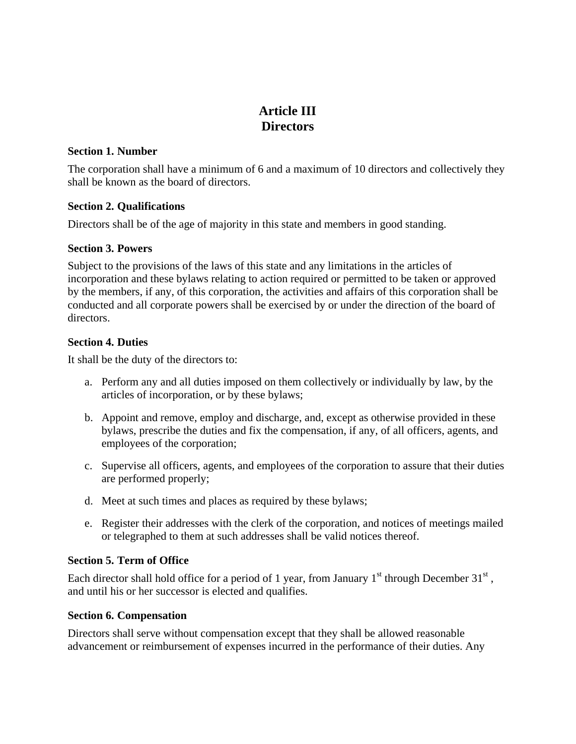# Article III
# Directors

### Section 1. Number

The corporation shall have a minimum of 6 and a maximum of 10 directors and collectively they shall be known as the board of directors.

### Section 2. Qualifications

Directors shall be of the age of majority in this state and members in good standing.

### Section 3. Powers

Subject to the provisions of the laws of this state and any limitations in the articles of incorporation and these bylaws relating to action required or permitted to be taken or approved by the members, if any, of this corporation, the activities and affairs of this corporation shall be conducted and all corporate powers shall be exercised by or under the direction of the board of directors.

### Section 4. Duties

It shall be the duty of the directors to:

a. Perform any and all duties imposed on them collectively or individually by law, by the articles of incorporation, or by these bylaws;

b. Appoint and remove, employ and discharge, and, except as otherwise provided in these bylaws, prescribe the duties and fix the compensation, if any, of all officers, agents, and employees of the corporation;

c. Supervise all officers, agents, and employees of the corporation to assure that their duties are performed properly;

d. Meet at such times and places as required by these bylaws;

e. Register their addresses with the clerk of the corporation, and notices of meetings mailed or telegraphed to them at such addresses shall be valid notices thereof.

### Section 5. Term of Office

Each director shall hold office for a period of 1 year, from January 1st through December 31st , and until his or her successor is elected and qualifies.

### Section 6. Compensation

Directors shall serve without compensation except that they shall be allowed reasonable advancement or reimbursement of expenses incurred in the performance of their duties. Any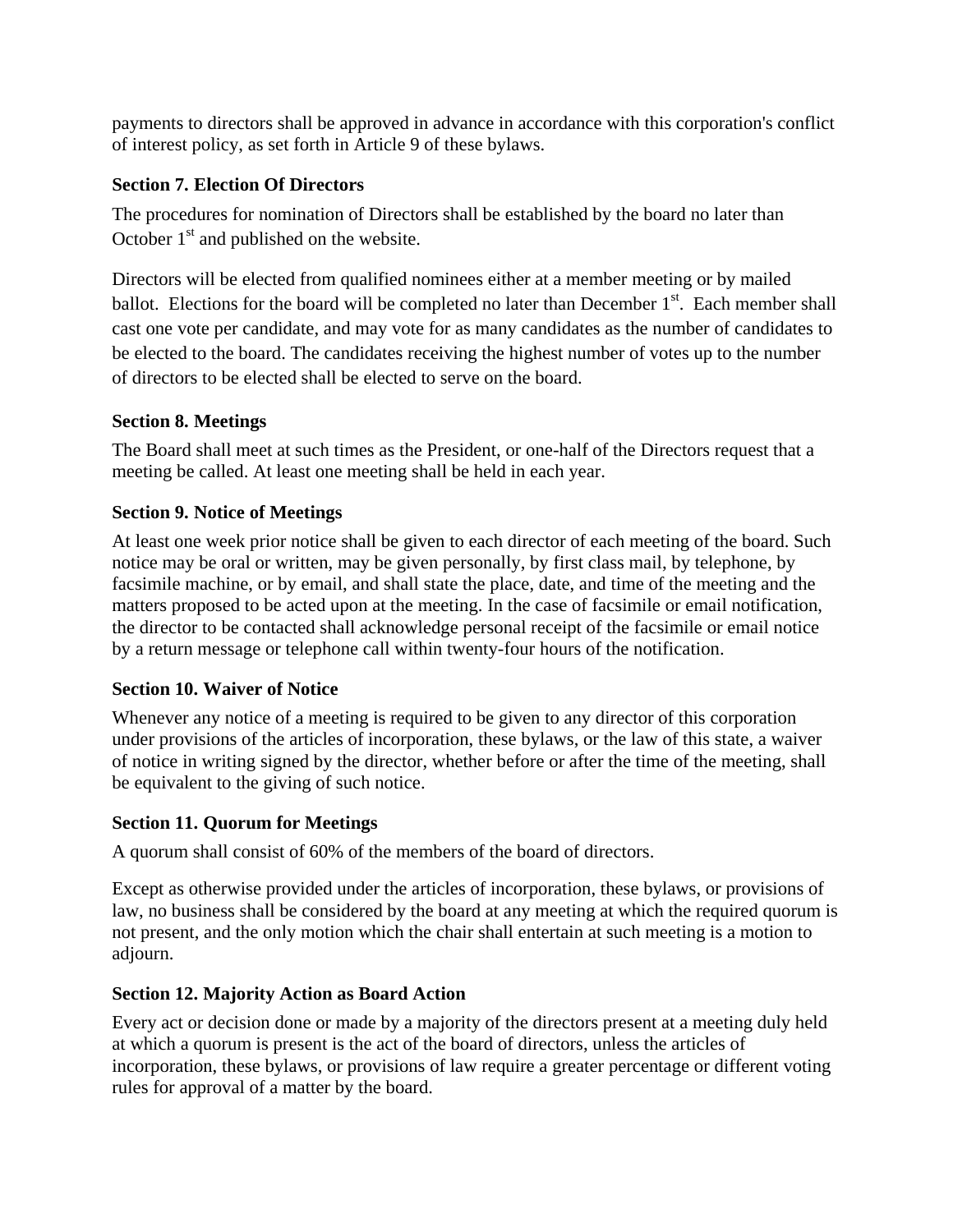payments to directors shall be approved in advance in accordance with this corporation's conflict of interest policy, as set forth in Article 9 of these bylaws.

### Section 7. Election Of Directors

The procedures for nomination of Directors shall be established by the board no later than October 1st and published on the website.

Directors will be elected from qualified nominees either at a member meeting or by mailed ballot. Elections for the board will be completed no later than December 1st. Each member shall cast one vote per candidate, and may vote for as many candidates as the number of candidates to be elected to the board. The candidates receiving the highest number of votes up to the number of directors to be elected shall be elected to serve on the board.

### Section 8. Meetings

The Board shall meet at such times as the President, or one-half of the Directors request that a meeting be called. At least one meeting shall be held in each year.

### Section 9. Notice of Meetings

At least one week prior notice shall be given to each director of each meeting of the board. Such notice may be oral or written, may be given personally, by first class mail, by telephone, by facsimile machine, or by email, and shall state the place, date, and time of the meeting and the matters proposed to be acted upon at the meeting. In the case of facsimile or email notification, the director to be contacted shall acknowledge personal receipt of the facsimile or email notice by a return message or telephone call within twenty-four hours of the notification.

### Section 10. Waiver of Notice

Whenever any notice of a meeting is required to be given to any director of this corporation under provisions of the articles of incorporation, these bylaws, or the law of this state, a waiver of notice in writing signed by the director, whether before or after the time of the meeting, shall be equivalent to the giving of such notice.

### Section 11. Quorum for Meetings

A quorum shall consist of 60% of the members of the board of directors.

Except as otherwise provided under the articles of incorporation, these bylaws, or provisions of law, no business shall be considered by the board at any meeting at which the required quorum is not present, and the only motion which the chair shall entertain at such meeting is a motion to adjourn.

### Section 12. Majority Action as Board Action

Every act or decision done or made by a majority of the directors present at a meeting duly held at which a quorum is present is the act of the board of directors, unless the articles of incorporation, these bylaws, or provisions of law require a greater percentage or different voting rules for approval of a matter by the board.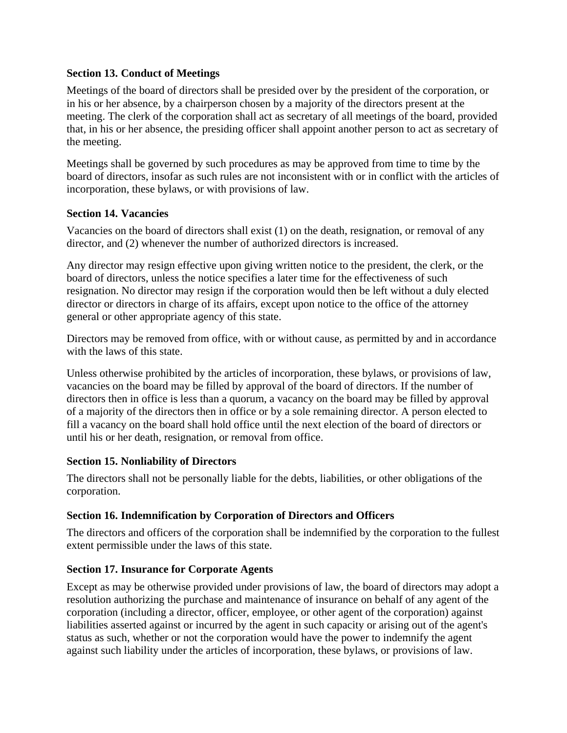**Section 13. Conduct of Meetings**

Meetings of the board of directors shall be presided over by the president of the corporation, or in his or her absence, by a chairperson chosen by a majority of the directors present at the meeting. The clerk of the corporation shall act as secretary of all meetings of the board, provided that, in his or her absence, the presiding officer shall appoint another person to act as secretary of the meeting.

Meetings shall be governed by such procedures as may be approved from time to time by the board of directors, insofar as such rules are not inconsistent with or in conflict with the articles of incorporation, these bylaws, or with provisions of law.

**Section 14. Vacancies**

Vacancies on the board of directors shall exist (1) on the death, resignation, or removal of any director, and (2) whenever the number of authorized directors is increased.

Any director may resign effective upon giving written notice to the president, the clerk, or the board of directors, unless the notice specifies a later time for the effectiveness of such resignation. No director may resign if the corporation would then be left without a duly elected director or directors in charge of its affairs, except upon notice to the office of the attorney general or other appropriate agency of this state.

Directors may be removed from office, with or without cause, as permitted by and in accordance with the laws of this state.

Unless otherwise prohibited by the articles of incorporation, these bylaws, or provisions of law, vacancies on the board may be filled by approval of the board of directors. If the number of directors then in office is less than a quorum, a vacancy on the board may be filled by approval of a majority of the directors then in office or by a sole remaining director. A person elected to fill a vacancy on the board shall hold office until the next election of the board of directors or until his or her death, resignation, or removal from office.

**Section 15. Nonliability of Directors**

The directors shall not be personally liable for the debts, liabilities, or other obligations of the corporation.

**Section 16. Indemnification by Corporation of Directors and Officers**

The directors and officers of the corporation shall be indemnified by the corporation to the fullest extent permissible under the laws of this state.

**Section 17. Insurance for Corporate Agents**

Except as may be otherwise provided under provisions of law, the board of directors may adopt a resolution authorizing the purchase and maintenance of insurance on behalf of any agent of the corporation (including a director, officer, employee, or other agent of the corporation) against liabilities asserted against or incurred by the agent in such capacity or arising out of the agent's status as such, whether or not the corporation would have the power to indemnify the agent against such liability under the articles of incorporation, these bylaws, or provisions of law.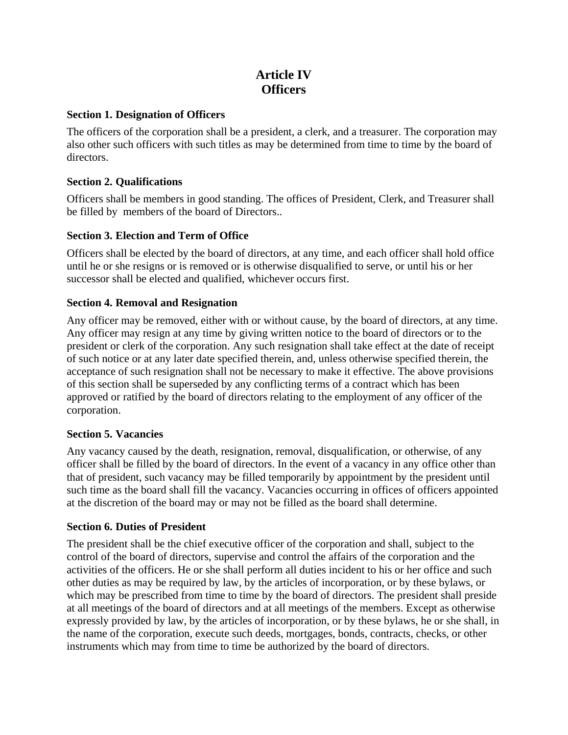# Article IV
# Officers

### Section 1. Designation of Officers

The officers of the corporation shall be a president, a clerk, and a treasurer. The corporation may also other such officers with such titles as may be determined from time to time by the board of directors.

### Section 2. Qualifications

Officers shall be members in good standing. The offices of President, Clerk, and Treasurer shall be filled by members of the board of Directors..

### Section 3. Election and Term of Office

Officers shall be elected by the board of directors, at any time, and each officer shall hold office until he or she resigns or is removed or is otherwise disqualified to serve, or until his or her successor shall be elected and qualified, whichever occurs first.

### Section 4. Removal and Resignation

Any officer may be removed, either with or without cause, by the board of directors, at any time. Any officer may resign at any time by giving written notice to the board of directors or to the president or clerk of the corporation. Any such resignation shall take effect at the date of receipt of such notice or at any later date specified therein, and, unless otherwise specified therein, the acceptance of such resignation shall not be necessary to make it effective. The above provisions of this section shall be superseded by any conflicting terms of a contract which has been approved or ratified by the board of directors relating to the employment of any officer of the corporation.

### Section 5. Vacancies

Any vacancy caused by the death, resignation, removal, disqualification, or otherwise, of any officer shall be filled by the board of directors. In the event of a vacancy in any office other than that of president, such vacancy may be filled temporarily by appointment by the president until such time as the board shall fill the vacancy. Vacancies occurring in offices of officers appointed at the discretion of the board may or may not be filled as the board shall determine.

### Section 6. Duties of President

The president shall be the chief executive officer of the corporation and shall, subject to the control of the board of directors, supervise and control the affairs of the corporation and the activities of the officers. He or she shall perform all duties incident to his or her office and such other duties as may be required by law, by the articles of incorporation, or by these bylaws, or which may be prescribed from time to time by the board of directors. The president shall preside at all meetings of the board of directors and at all meetings of the members. Except as otherwise expressly provided by law, by the articles of incorporation, or by these bylaws, he or she shall, in the name of the corporation, execute such deeds, mortgages, bonds, contracts, checks, or other instruments which may from time to time be authorized by the board of directors.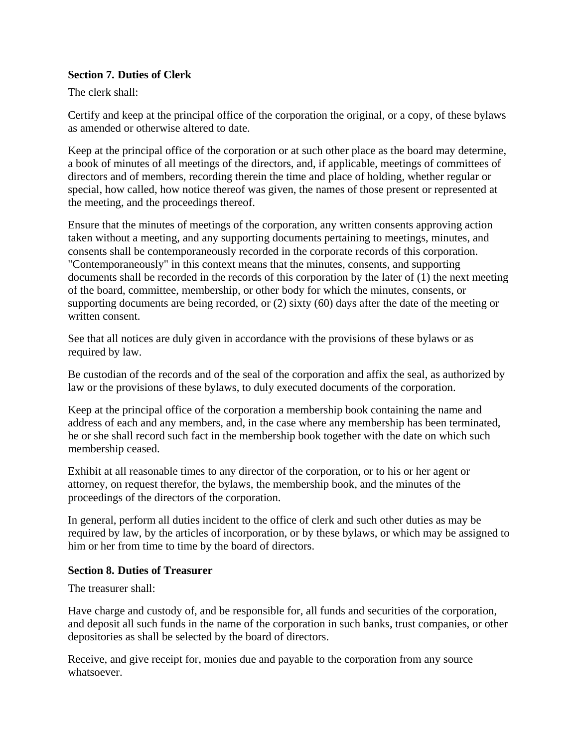**Section 7. Duties of Clerk**

The clerk shall:

Certify and keep at the principal office of the corporation the original, or a copy, of these bylaws as amended or otherwise altered to date.

Keep at the principal office of the corporation or at such other place as the board may determine, a book of minutes of all meetings of the directors, and, if applicable, meetings of committees of directors and of members, recording therein the time and place of holding, whether regular or special, how called, how notice thereof was given, the names of those present or represented at the meeting, and the proceedings thereof.

Ensure that the minutes of meetings of the corporation, any written consents approving action taken without a meeting, and any supporting documents pertaining to meetings, minutes, and consents shall be contemporaneously recorded in the corporate records of this corporation. "Contemporaneously" in this context means that the minutes, consents, and supporting documents shall be recorded in the records of this corporation by the later of (1) the next meeting of the board, committee, membership, or other body for which the minutes, consents, or supporting documents are being recorded, or (2) sixty (60) days after the date of the meeting or written consent.

See that all notices are duly given in accordance with the provisions of these bylaws or as required by law.

Be custodian of the records and of the seal of the corporation and affix the seal, as authorized by law or the provisions of these bylaws, to duly executed documents of the corporation.

Keep at the principal office of the corporation a membership book containing the name and address of each and any members, and, in the case where any membership has been terminated, he or she shall record such fact in the membership book together with the date on which such membership ceased.

Exhibit at all reasonable times to any director of the corporation, or to his or her agent or attorney, on request therefor, the bylaws, the membership book, and the minutes of the proceedings of the directors of the corporation.

In general, perform all duties incident to the office of clerk and such other duties as may be required by law, by the articles of incorporation, or by these bylaws, or which may be assigned to him or her from time to time by the board of directors.

**Section 8. Duties of Treasurer**

The treasurer shall:

Have charge and custody of, and be responsible for, all funds and securities of the corporation, and deposit all such funds in the name of the corporation in such banks, trust companies, or other depositories as shall be selected by the board of directors.

Receive, and give receipt for, monies due and payable to the corporation from any source whatsoever.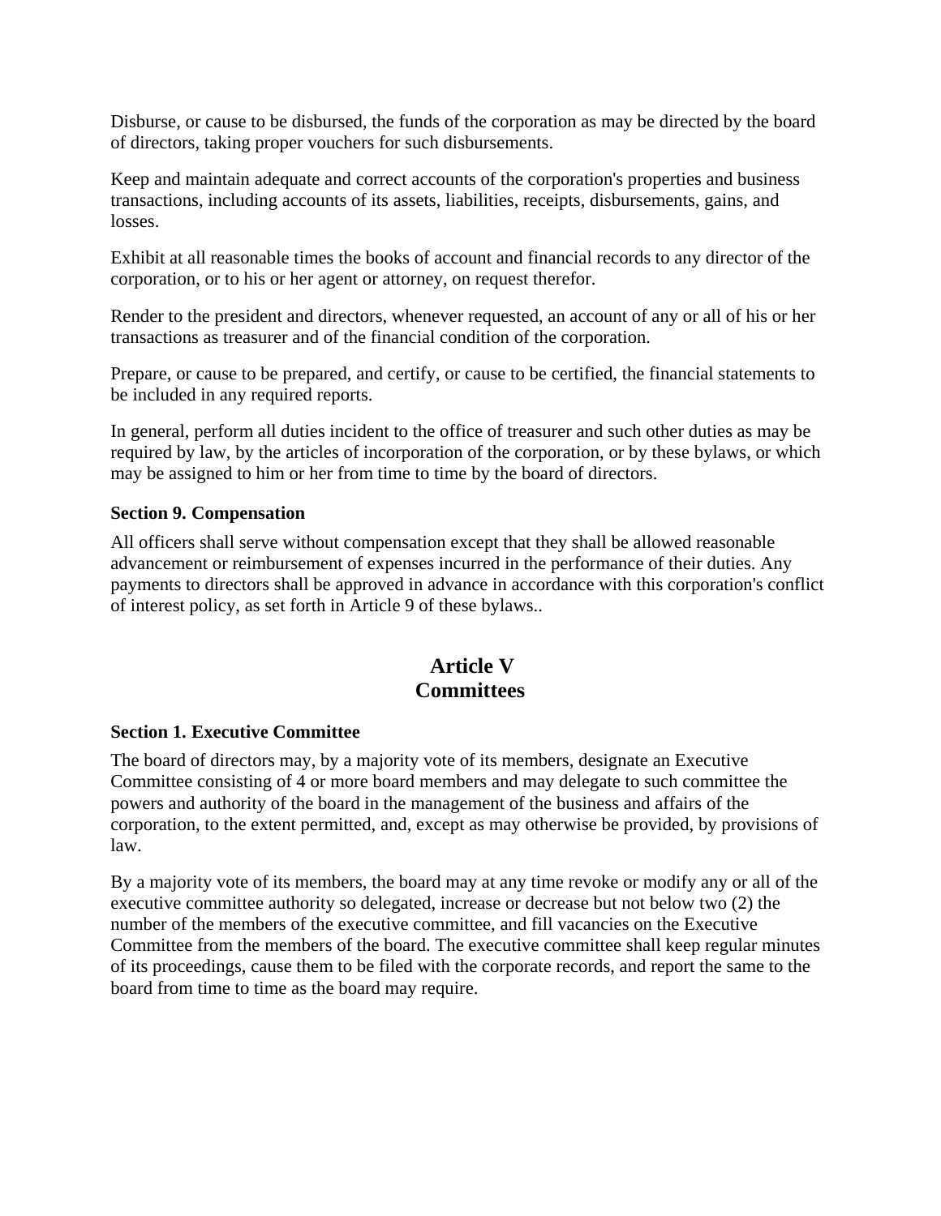Disburse, or cause to be disbursed, the funds of the corporation as may be directed by the board of directors, taking proper vouchers for such disbursements.

Keep and maintain adequate and correct accounts of the corporation's properties and business transactions, including accounts of its assets, liabilities, receipts, disbursements, gains, and losses.

Exhibit at all reasonable times the books of account and financial records to any director of the corporation, or to his or her agent or attorney, on request therefor.

Render to the president and directors, whenever requested, an account of any or all of his or her transactions as treasurer and of the financial condition of the corporation.

Prepare, or cause to be prepared, and certify, or cause to be certified, the financial statements to be included in any required reports.

In general, perform all duties incident to the office of treasurer and such other duties as may be required by law, by the articles of incorporation of the corporation, or by these bylaws, or which may be assigned to him or her from time to time by the board of directors.

**Section 9. Compensation**

All officers shall serve without compensation except that they shall be allowed reasonable advancement or reimbursement of expenses incurred in the performance of their duties. Any payments to directors shall be approved in advance in accordance with this corporation's conflict of interest policy, as set forth in Article 9 of these bylaws..

## Article V
## Committees

**Section 1. Executive Committee**

The board of directors may, by a majority vote of its members, designate an Executive Committee consisting of 4 or more board members and may delegate to such committee the powers and authority of the board in the management of the business and affairs of the corporation, to the extent permitted, and, except as may otherwise be provided, by provisions of law.

By a majority vote of its members, the board may at any time revoke or modify any or all of the executive committee authority so delegated, increase or decrease but not below two (2) the number of the members of the executive committee, and fill vacancies on the Executive Committee from the members of the board. The executive committee shall keep regular minutes of its proceedings, cause them to be filed with the corporate records, and report the same to the board from time to time as the board may require.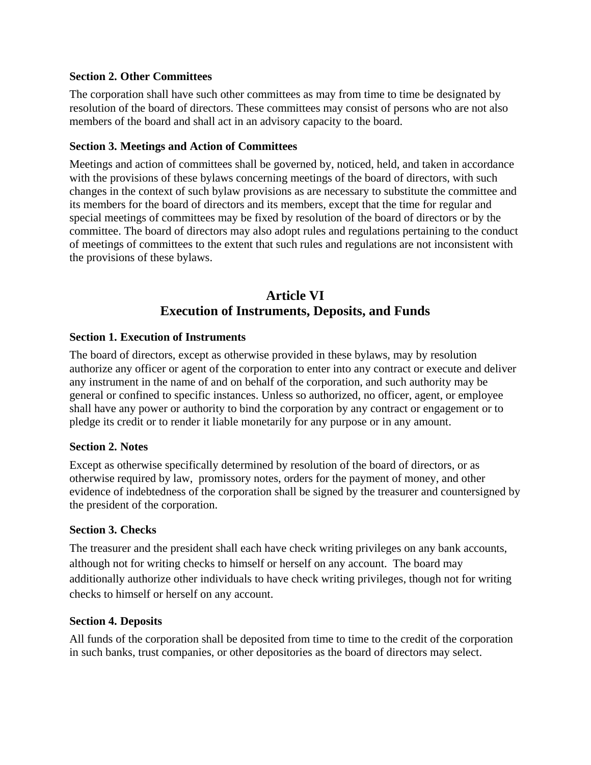**Section 2. Other Committees**

The corporation shall have such other committees as may from time to time be designated by resolution of the board of directors. These committees may consist of persons who are not also members of the board and shall act in an advisory capacity to the board.

**Section 3. Meetings and Action of Committees**

Meetings and action of committees shall be governed by, noticed, held, and taken in accordance with the provisions of these bylaws concerning meetings of the board of directors, with such changes in the context of such bylaw provisions as are necessary to substitute the committee and its members for the board of directors and its members, except that the time for regular and special meetings of committees may be fixed by resolution of the board of directors or by the committee. The board of directors may also adopt rules and regulations pertaining to the conduct of meetings of committees to the extent that such rules and regulations are not inconsistent with the provisions of these bylaws.

## Article VI
## Execution of Instruments, Deposits, and Funds

**Section 1. Execution of Instruments**

The board of directors, except as otherwise provided in these bylaws, may by resolution authorize any officer or agent of the corporation to enter into any contract or execute and deliver any instrument in the name of and on behalf of the corporation, and such authority may be general or confined to specific instances. Unless so authorized, no officer, agent, or employee shall have any power or authority to bind the corporation by any contract or engagement or to pledge its credit or to render it liable monetarily for any purpose or in any amount.

**Section 2. Notes**

Except as otherwise specifically determined by resolution of the board of directors, or as otherwise required by law, promissory notes, orders for the payment of money, and other evidence of indebtedness of the corporation shall be signed by the treasurer and countersigned by the president of the corporation.

**Section 3. Checks**

The treasurer and the president shall each have check writing privileges on any bank accounts, although not for writing checks to himself or herself on any account. The board may additionally authorize other individuals to have check writing privileges, though not for writing checks to himself or herself on any account.

**Section 4. Deposits**

All funds of the corporation shall be deposited from time to time to the credit of the corporation in such banks, trust companies, or other depositories as the board of directors may select.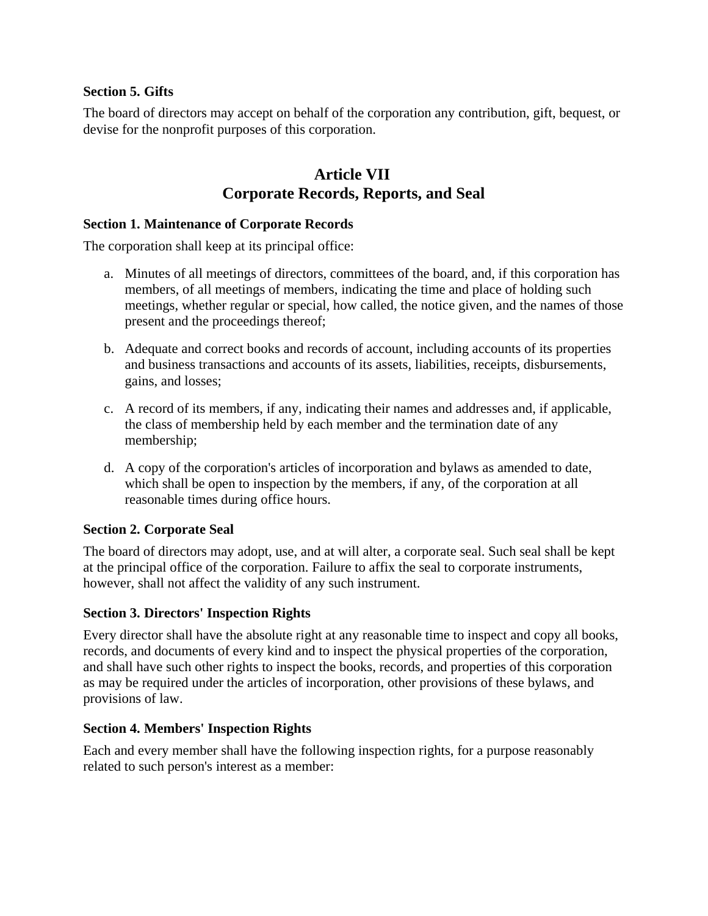### Section 5. Gifts

The board of directors may accept on behalf of the corporation any contribution, gift, bequest, or devise for the nonprofit purposes of this corporation.

## Article VII
## Corporate Records, Reports, and Seal

### Section 1. Maintenance of Corporate Records

The corporation shall keep at its principal office:

a. Minutes of all meetings of directors, committees of the board, and, if this corporation has members, of all meetings of members, indicating the time and place of holding such meetings, whether regular or special, how called, the notice given, and the names of those present and the proceedings thereof;

b. Adequate and correct books and records of account, including accounts of its properties and business transactions and accounts of its assets, liabilities, receipts, disbursements, gains, and losses;

c. A record of its members, if any, indicating their names and addresses and, if applicable, the class of membership held by each member and the termination date of any membership;

d. A copy of the corporation's articles of incorporation and bylaws as amended to date, which shall be open to inspection by the members, if any, of the corporation at all reasonable times during office hours.

### Section 2. Corporate Seal

The board of directors may adopt, use, and at will alter, a corporate seal. Such seal shall be kept at the principal office of the corporation. Failure to affix the seal to corporate instruments, however, shall not affect the validity of any such instrument.

### Section 3. Directors' Inspection Rights

Every director shall have the absolute right at any reasonable time to inspect and copy all books, records, and documents of every kind and to inspect the physical properties of the corporation, and shall have such other rights to inspect the books, records, and properties of this corporation as may be required under the articles of incorporation, other provisions of these bylaws, and provisions of law.

### Section 4. Members' Inspection Rights

Each and every member shall have the following inspection rights, for a purpose reasonably related to such person's interest as a member: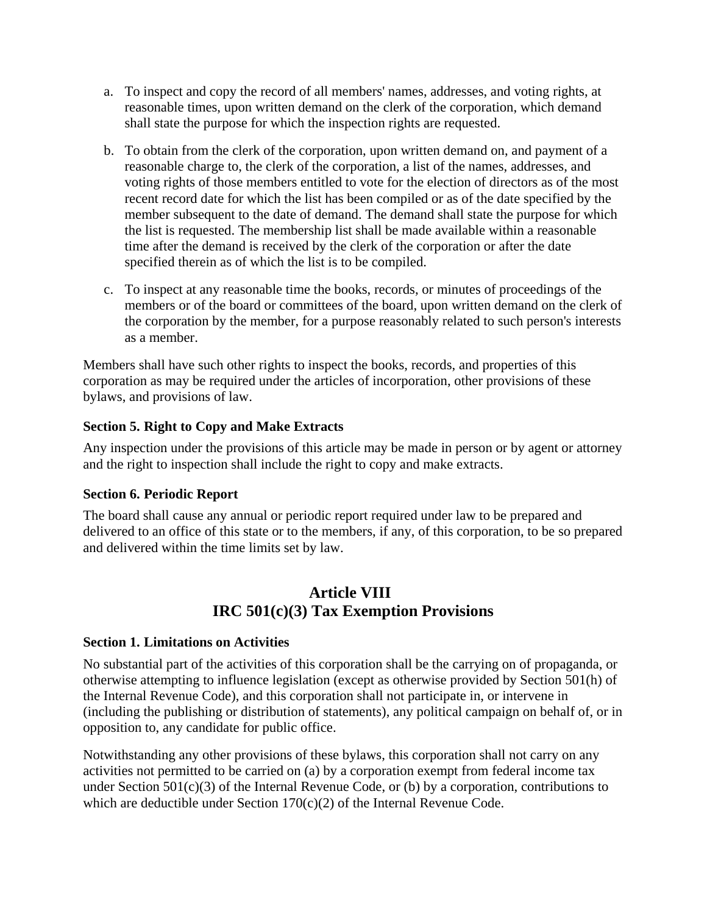a. To inspect and copy the record of all members' names, addresses, and voting rights, at reasonable times, upon written demand on the clerk of the corporation, which demand shall state the purpose for which the inspection rights are requested.

b. To obtain from the clerk of the corporation, upon written demand on, and payment of a reasonable charge to, the clerk of the corporation, a list of the names, addresses, and voting rights of those members entitled to vote for the election of directors as of the most recent record date for which the list has been compiled or as of the date specified by the member subsequent to the date of demand. The demand shall state the purpose for which the list is requested. The membership list shall be made available within a reasonable time after the demand is received by the clerk of the corporation or after the date specified therein as of which the list is to be compiled.

c. To inspect at any reasonable time the books, records, or minutes of proceedings of the members or of the board or committees of the board, upon written demand on the clerk of the corporation by the member, for a purpose reasonably related to such person's interests as a member.

Members shall have such other rights to inspect the books, records, and properties of this corporation as may be required under the articles of incorporation, other provisions of these bylaws, and provisions of law.

**Section 5. Right to Copy and Make Extracts**

Any inspection under the provisions of this article may be made in person or by agent or attorney and the right to inspection shall include the right to copy and make extracts.

**Section 6. Periodic Report**

The board shall cause any annual or periodic report required under law to be prepared and delivered to an office of this state or to the members, if any, of this corporation, to be so prepared and delivered within the time limits set by law.

## Article VIII
## IRC 501(c)(3) Tax Exemption Provisions

**Section 1. Limitations on Activities**

No substantial part of the activities of this corporation shall be the carrying on of propaganda, or otherwise attempting to influence legislation (except as otherwise provided by Section 501(h) of the Internal Revenue Code), and this corporation shall not participate in, or intervene in (including the publishing or distribution of statements), any political campaign on behalf of, or in opposition to, any candidate for public office.

Notwithstanding any other provisions of these bylaws, this corporation shall not carry on any activities not permitted to be carried on (a) by a corporation exempt from federal income tax under Section 501(c)(3) of the Internal Revenue Code, or (b) by a corporation, contributions to which are deductible under Section 170(c)(2) of the Internal Revenue Code.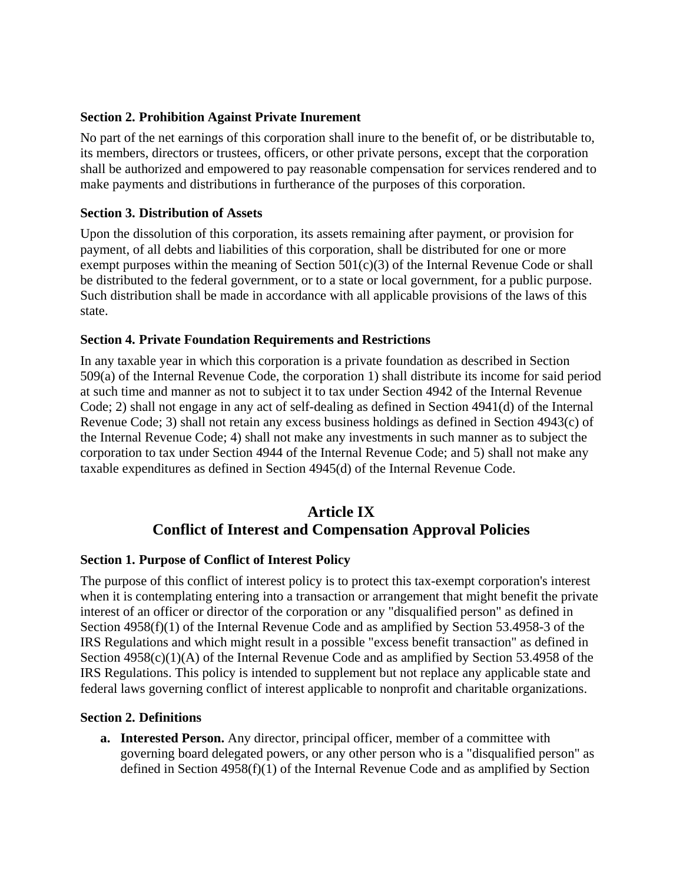**Section 2. Prohibition Against Private Inurement**

No part of the net earnings of this corporation shall inure to the benefit of, or be distributable to, its members, directors or trustees, officers, or other private persons, except that the corporation shall be authorized and empowered to pay reasonable compensation for services rendered and to make payments and distributions in furtherance of the purposes of this corporation.

**Section 3. Distribution of Assets**

Upon the dissolution of this corporation, its assets remaining after payment, or provision for payment, of all debts and liabilities of this corporation, shall be distributed for one or more exempt purposes within the meaning of Section 501(c)(3) of the Internal Revenue Code or shall be distributed to the federal government, or to a state or local government, for a public purpose. Such distribution shall be made in accordance with all applicable provisions of the laws of this state.

**Section 4. Private Foundation Requirements and Restrictions**

In any taxable year in which this corporation is a private foundation as described in Section 509(a) of the Internal Revenue Code, the corporation 1) shall distribute its income for said period at such time and manner as not to subject it to tax under Section 4942 of the Internal Revenue Code; 2) shall not engage in any act of self-dealing as defined in Section 4941(d) of the Internal Revenue Code; 3) shall not retain any excess business holdings as defined in Section 4943(c) of the Internal Revenue Code; 4) shall not make any investments in such manner as to subject the corporation to tax under Section 4944 of the Internal Revenue Code; and 5) shall not make any taxable expenditures as defined in Section 4945(d) of the Internal Revenue Code.

## Article IX
## Conflict of Interest and Compensation Approval Policies

**Section 1. Purpose of Conflict of Interest Policy**

The purpose of this conflict of interest policy is to protect this tax-exempt corporation's interest when it is contemplating entering into a transaction or arrangement that might benefit the private interest of an officer or director of the corporation or any "disqualified person" as defined in Section 4958(f)(1) of the Internal Revenue Code and as amplified by Section 53.4958-3 of the IRS Regulations and which might result in a possible "excess benefit transaction" as defined in Section 4958(c)(1)(A) of the Internal Revenue Code and as amplified by Section 53.4958 of the IRS Regulations. This policy is intended to supplement but not replace any applicable state and federal laws governing conflict of interest applicable to nonprofit and charitable organizations.

**Section 2. Definitions**

a. **Interested Person.** Any director, principal officer, member of a committee with governing board delegated powers, or any other person who is a "disqualified person" as defined in Section 4958(f)(1) of the Internal Revenue Code and as amplified by Section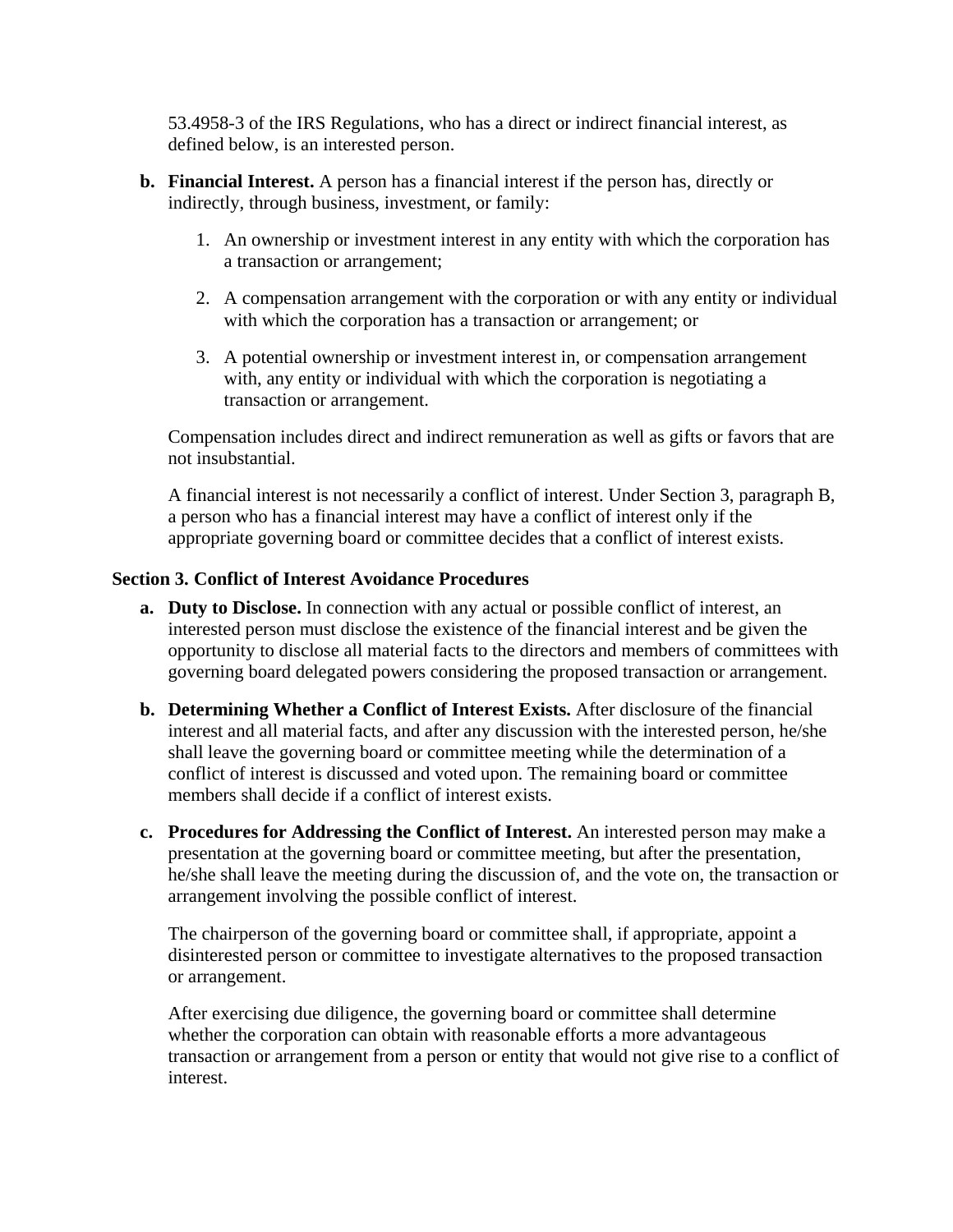53.4958-3 of the IRS Regulations, who has a direct or indirect financial interest, as defined below, is an interested person.

**b. Financial Interest.** A person has a financial interest if the person has, directly or indirectly, through business, investment, or family:

1. An ownership or investment interest in any entity with which the corporation has a transaction or arrangement;
2. A compensation arrangement with the corporation or with any entity or individual with which the corporation has a transaction or arrangement; or
3. A potential ownership or investment interest in, or compensation arrangement with, any entity or individual with which the corporation is negotiating a transaction or arrangement.

Compensation includes direct and indirect remuneration as well as gifts or favors that are not insubstantial.

A financial interest is not necessarily a conflict of interest. Under Section 3, paragraph B, a person who has a financial interest may have a conflict of interest only if the appropriate governing board or committee decides that a conflict of interest exists.

**Section 3. Conflict of Interest Avoidance Procedures**

**a. Duty to Disclose.** In connection with any actual or possible conflict of interest, an interested person must disclose the existence of the financial interest and be given the opportunity to disclose all material facts to the directors and members of committees with governing board delegated powers considering the proposed transaction or arrangement.

**b. Determining Whether a Conflict of Interest Exists.** After disclosure of the financial interest and all material facts, and after any discussion with the interested person, he/she shall leave the governing board or committee meeting while the determination of a conflict of interest is discussed and voted upon. The remaining board or committee members shall decide if a conflict of interest exists.

**c. Procedures for Addressing the Conflict of Interest.** An interested person may make a presentation at the governing board or committee meeting, but after the presentation, he/she shall leave the meeting during the discussion of, and the vote on, the transaction or arrangement involving the possible conflict of interest.

The chairperson of the governing board or committee shall, if appropriate, appoint a disinterested person or committee to investigate alternatives to the proposed transaction or arrangement.

After exercising due diligence, the governing board or committee shall determine whether the corporation can obtain with reasonable efforts a more advantageous transaction or arrangement from a person or entity that would not give rise to a conflict of interest.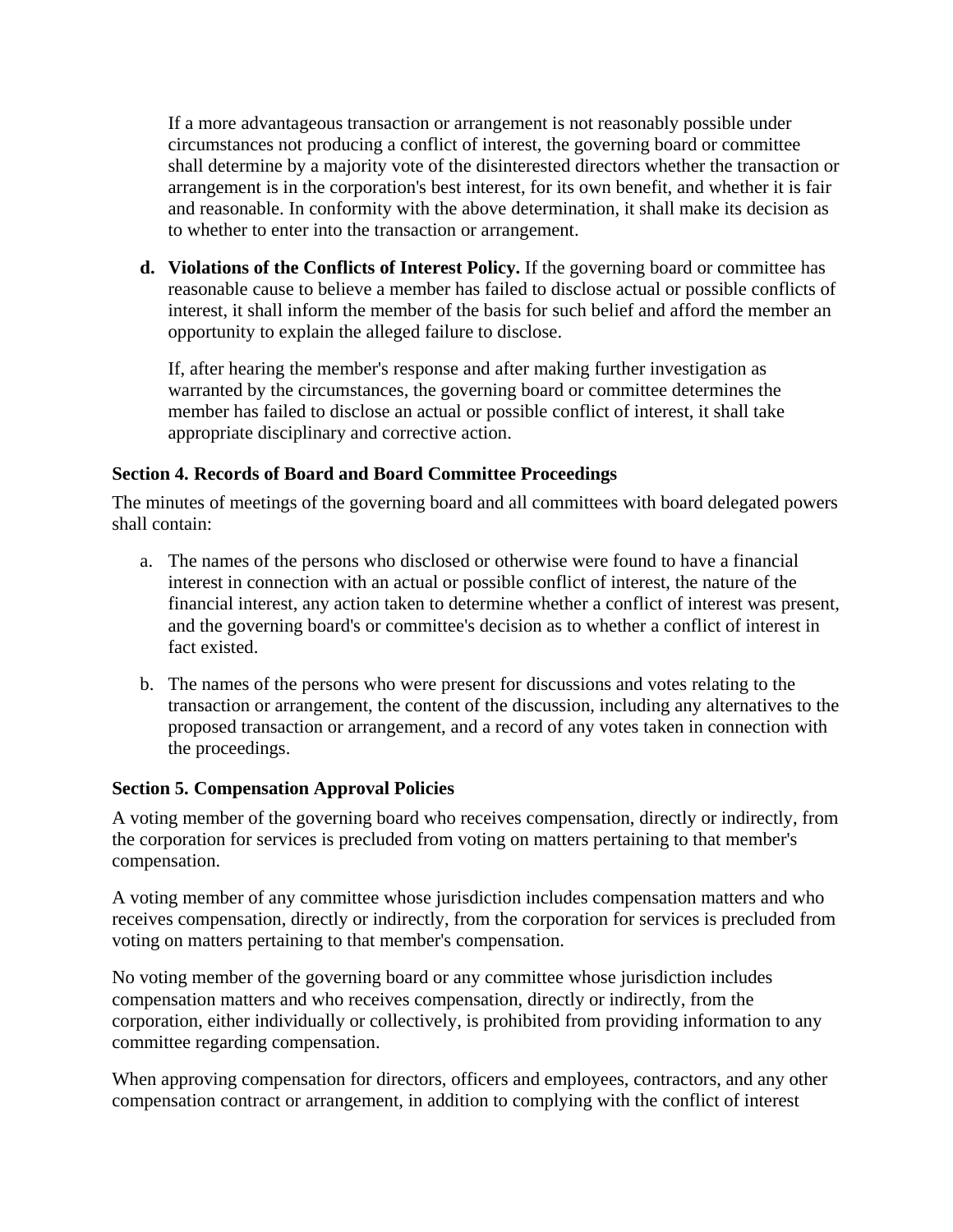If a more advantageous transaction or arrangement is not reasonably possible under circumstances not producing a conflict of interest, the governing board or committee shall determine by a majority vote of the disinterested directors whether the transaction or arrangement is in the corporation's best interest, for its own benefit, and whether it is fair and reasonable. In conformity with the above determination, it shall make its decision as to whether to enter into the transaction or arrangement.

d. **Violations of the Conflicts of Interest Policy.** If the governing board or committee has reasonable cause to believe a member has failed to disclose actual or possible conflicts of interest, it shall inform the member of the basis for such belief and afford the member an opportunity to explain the alleged failure to disclose.

   If, after hearing the member's response and after making further investigation as warranted by the circumstances, the governing board or committee determines the member has failed to disclose an actual or possible conflict of interest, it shall take appropriate disciplinary and corrective action.

### Section 4. Records of Board and Board Committee Proceedings

The minutes of meetings of the governing board and all committees with board delegated powers shall contain:

a. The names of the persons who disclosed or otherwise were found to have a financial interest in connection with an actual or possible conflict of interest, the nature of the financial interest, any action taken to determine whether a conflict of interest was present, and the governing board's or committee's decision as to whether a conflict of interest in fact existed.

b. The names of the persons who were present for discussions and votes relating to the transaction or arrangement, the content of the discussion, including any alternatives to the proposed transaction or arrangement, and a record of any votes taken in connection with the proceedings.

### Section 5. Compensation Approval Policies

A voting member of the governing board who receives compensation, directly or indirectly, from the corporation for services is precluded from voting on matters pertaining to that member's compensation.

A voting member of any committee whose jurisdiction includes compensation matters and who receives compensation, directly or indirectly, from the corporation for services is precluded from voting on matters pertaining to that member's compensation.

No voting member of the governing board or any committee whose jurisdiction includes compensation matters and who receives compensation, directly or indirectly, from the corporation, either individually or collectively, is prohibited from providing information to any committee regarding compensation.

When approving compensation for directors, officers and employees, contractors, and any other compensation contract or arrangement, in addition to complying with the conflict of interest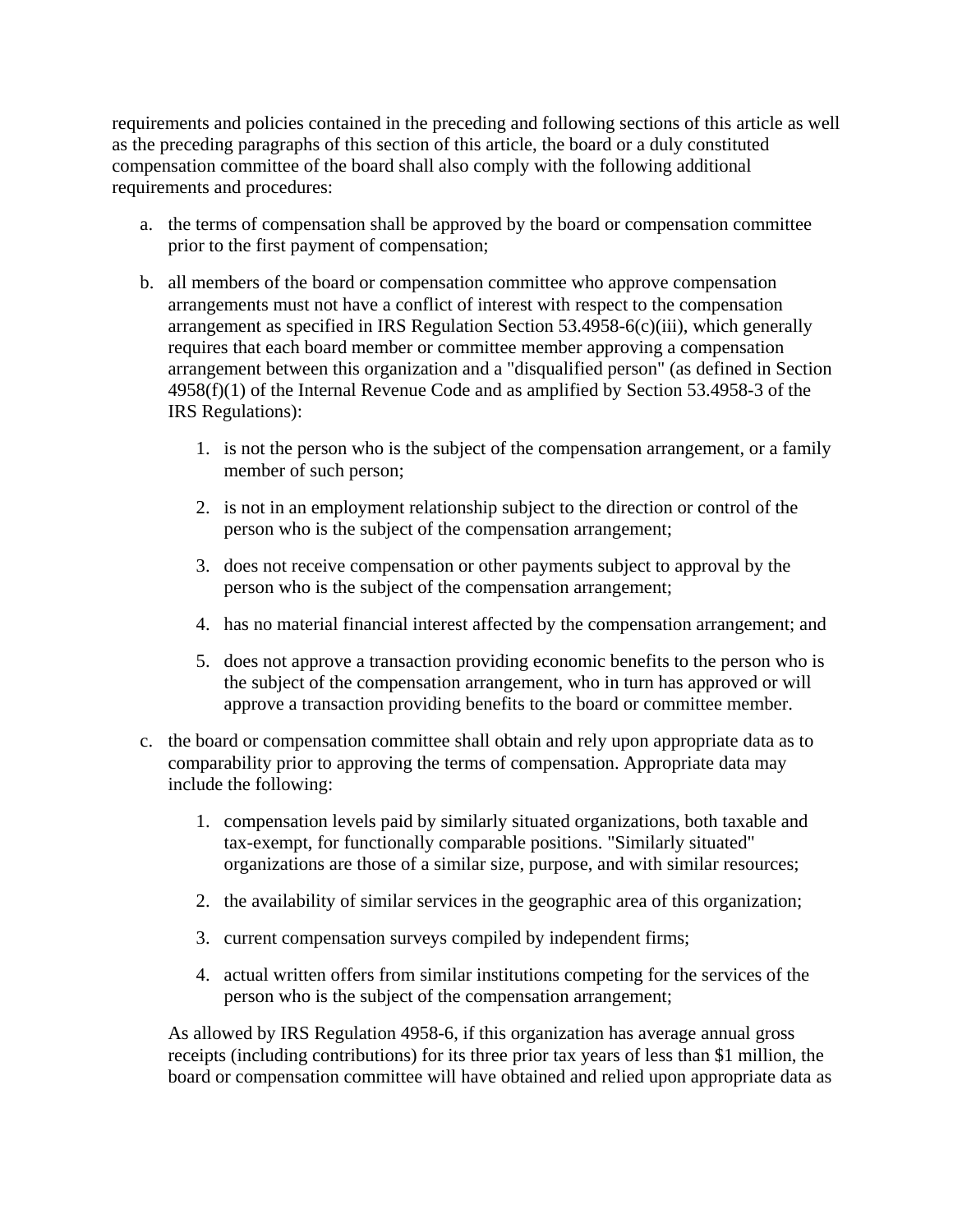requirements and policies contained in the preceding and following sections of this article as well as the preceding paragraphs of this section of this article, the board or a duly constituted compensation committee of the board shall also comply with the following additional requirements and procedures:

a. the terms of compensation shall be approved by the board or compensation committee prior to the first payment of compensation;

b. all members of the board or compensation committee who approve compensation arrangements must not have a conflict of interest with respect to the compensation arrangement as specified in IRS Regulation Section 53.4958-6(c)(iii), which generally requires that each board member or committee member approving a compensation arrangement between this organization and a "disqualified person" (as defined in Section 4958(f)(1) of the Internal Revenue Code and as amplified by Section 53.4958-3 of the IRS Regulations):

    1. is not the person who is the subject of the compensation arrangement, or a family member of such person;

    2. is not in an employment relationship subject to the direction or control of the person who is the subject of the compensation arrangement;

    3. does not receive compensation or other payments subject to approval by the person who is the subject of the compensation arrangement;

    4. has no material financial interest affected by the compensation arrangement; and

    5. does not approve a transaction providing economic benefits to the person who is the subject of the compensation arrangement, who in turn has approved or will approve a transaction providing benefits to the board or committee member.

c. the board or compensation committee shall obtain and rely upon appropriate data as to comparability prior to approving the terms of compensation. Appropriate data may include the following:

    1. compensation levels paid by similarly situated organizations, both taxable and tax-exempt, for functionally comparable positions. "Similarly situated" organizations are those of a similar size, purpose, and with similar resources;

    2. the availability of similar services in the geographic area of this organization;

    3. current compensation surveys compiled by independent firms;

    4. actual written offers from similar institutions competing for the services of the person who is the subject of the compensation arrangement;

    As allowed by IRS Regulation 4958-6, if this organization has average annual gross receipts (including contributions) for its three prior tax years of less than $1 million, the board or compensation committee will have obtained and relied upon appropriate data as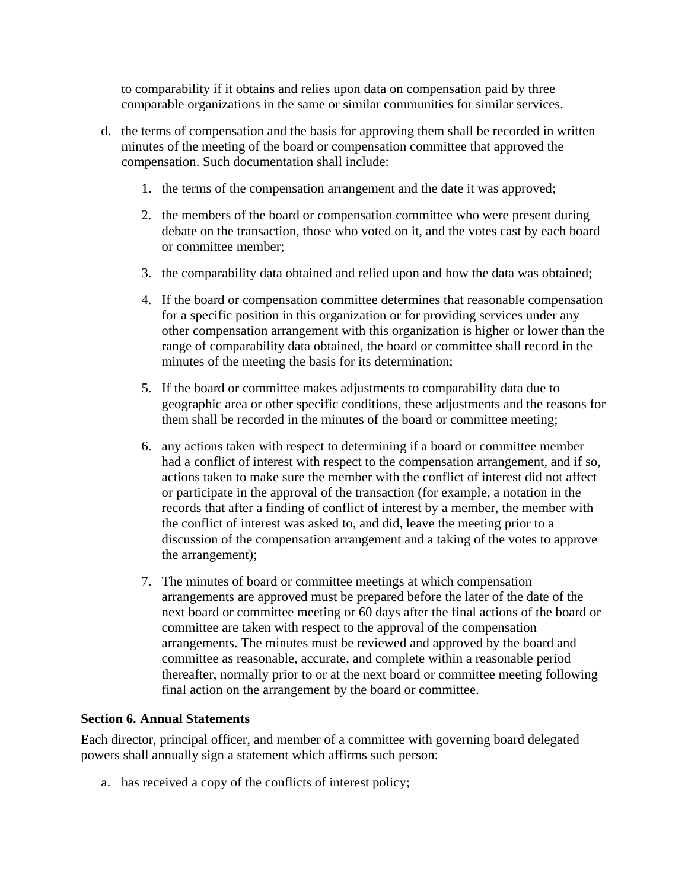to comparability if it obtains and relies upon data on compensation paid by three comparable organizations in the same or similar communities for similar services.

d. the terms of compensation and the basis for approving them shall be recorded in written minutes of the meeting of the board or compensation committee that approved the compensation. Such documentation shall include:

    1. the terms of the compensation arrangement and the date it was approved;

    2. the members of the board or compensation committee who were present during debate on the transaction, those who voted on it, and the votes cast by each board or committee member;

    3. the comparability data obtained and relied upon and how the data was obtained;

    4. If the board or compensation committee determines that reasonable compensation for a specific position in this organization or for providing services under any other compensation arrangement with this organization is higher or lower than the range of comparability data obtained, the board or committee shall record in the minutes of the meeting the basis for its determination;

    5. If the board or committee makes adjustments to comparability data due to geographic area or other specific conditions, these adjustments and the reasons for them shall be recorded in the minutes of the board or committee meeting;

    6. any actions taken with respect to determining if a board or committee member had a conflict of interest with respect to the compensation arrangement, and if so, actions taken to make sure the member with the conflict of interest did not affect or participate in the approval of the transaction (for example, a notation in the records that after a finding of conflict of interest by a member, the member with the conflict of interest was asked to, and did, leave the meeting prior to a discussion of the compensation arrangement and a taking of the votes to approve the arrangement);

    7. The minutes of board or committee meetings at which compensation arrangements are approved must be prepared before the later of the date of the next board or committee meeting or 60 days after the final actions of the board or committee are taken with respect to the approval of the compensation arrangements. The minutes must be reviewed and approved by the board and committee as reasonable, accurate, and complete within a reasonable period thereafter, normally prior to or at the next board or committee meeting following final action on the arrangement by the board or committee.

**Section 6. Annual Statements**

Each director, principal officer, and member of a committee with governing board delegated powers shall annually sign a statement which affirms such person:

a. has received a copy of the conflicts of interest policy;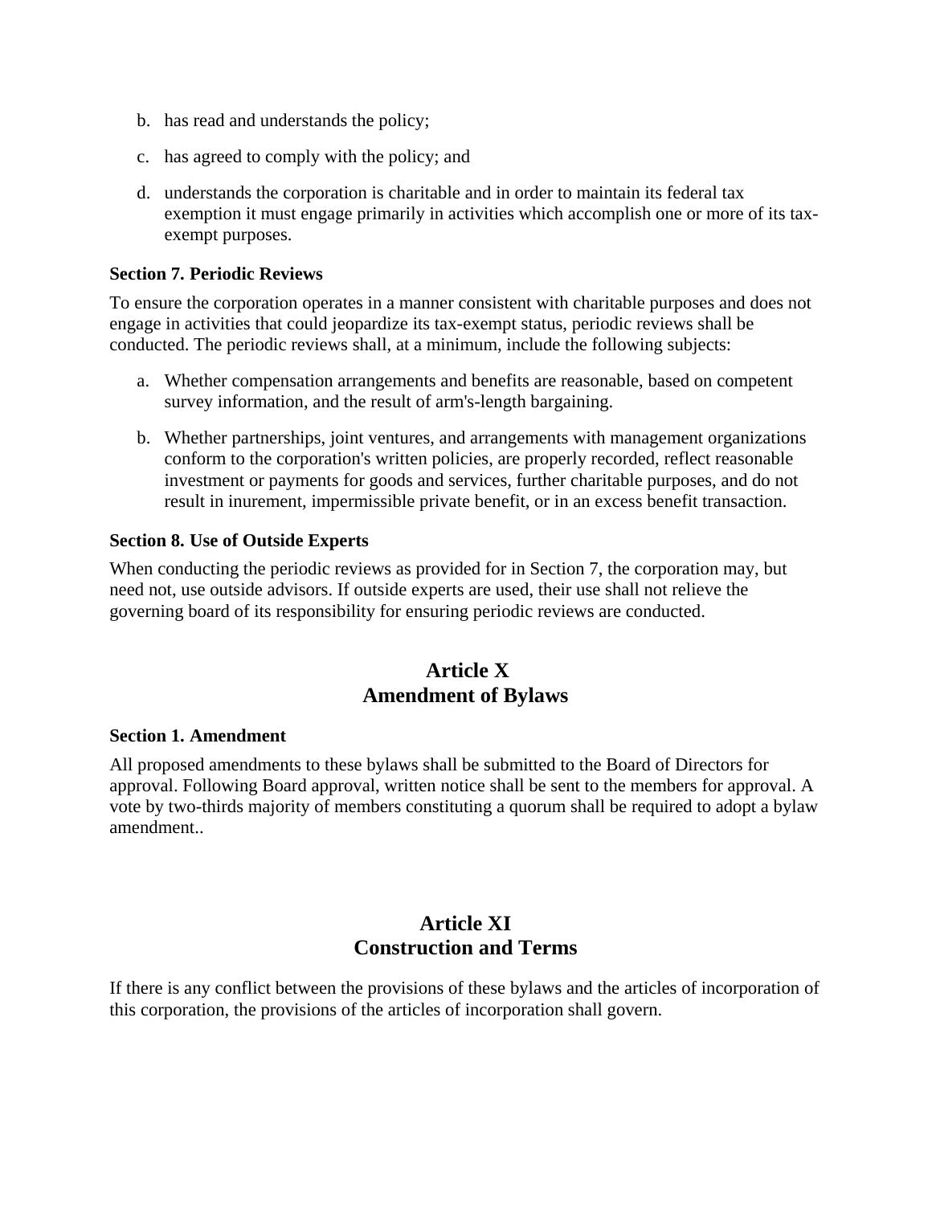b. has read and understands the policy;

c. has agreed to comply with the policy; and

d. understands the corporation is charitable and in order to maintain its federal tax exemption it must engage primarily in activities which accomplish one or more of its tax-exempt purposes.

**Section 7. Periodic Reviews**

To ensure the corporation operates in a manner consistent with charitable purposes and does not engage in activities that could jeopardize its tax-exempt status, periodic reviews shall be conducted. The periodic reviews shall, at a minimum, include the following subjects:

a. Whether compensation arrangements and benefits are reasonable, based on competent survey information, and the result of arm's-length bargaining.

b. Whether partnerships, joint ventures, and arrangements with management organizations conform to the corporation's written policies, are properly recorded, reflect reasonable investment or payments for goods and services, further charitable purposes, and do not result in inurement, impermissible private benefit, or in an excess benefit transaction.

**Section 8. Use of Outside Experts**

When conducting the periodic reviews as provided for in Section 7, the corporation may, but need not, use outside advisors. If outside experts are used, their use shall not relieve the governing board of its responsibility for ensuring periodic reviews are conducted.

## Article X
## Amendment of Bylaws

**Section 1. Amendment**

All proposed amendments to these bylaws shall be submitted to the Board of Directors for approval. Following Board approval, written notice shall be sent to the members for approval. A vote by two-thirds majority of members constituting a quorum shall be required to adopt a bylaw amendment..

## Article XI
## Construction and Terms

If there is any conflict between the provisions of these bylaws and the articles of incorporation of this corporation, the provisions of the articles of incorporation shall govern.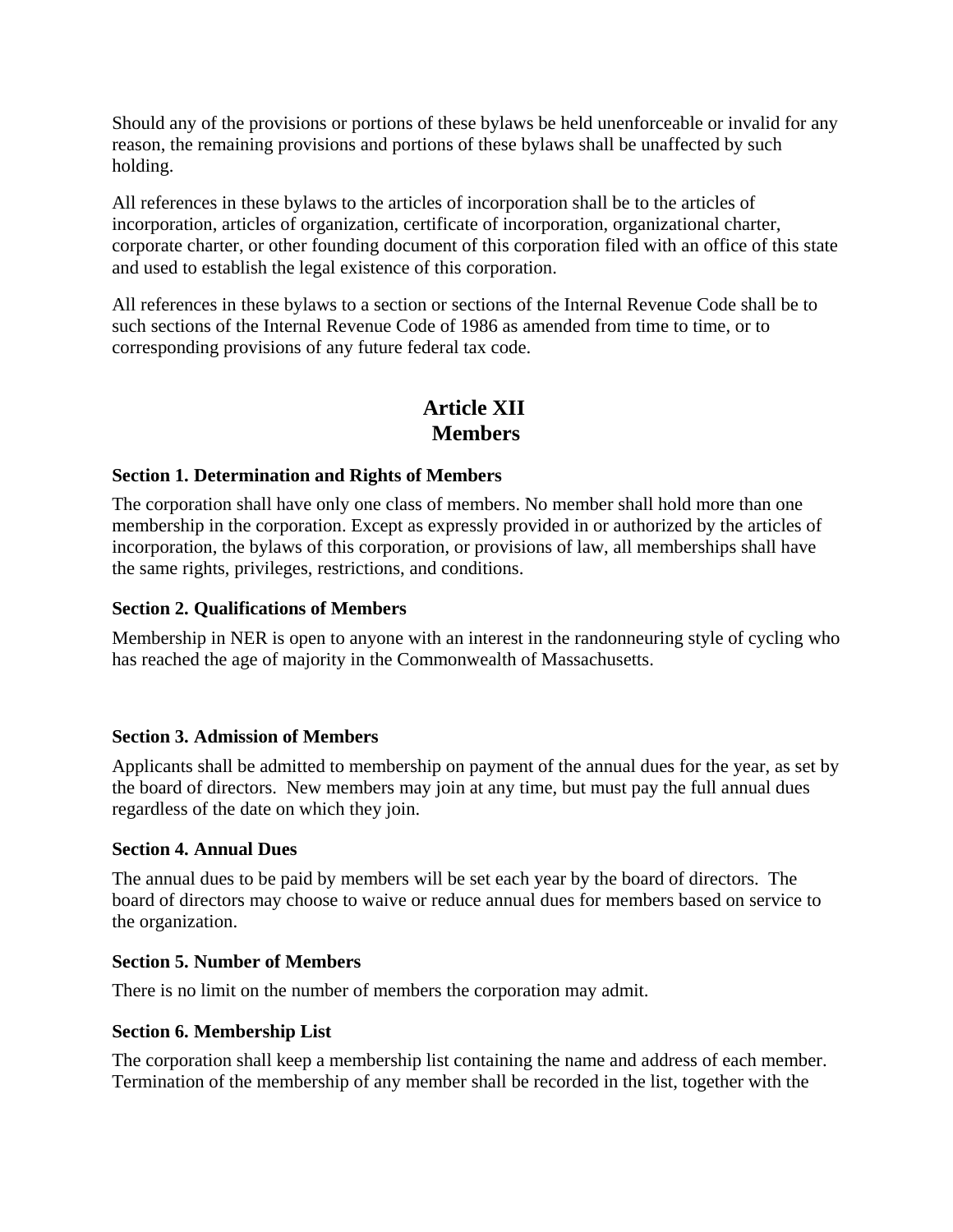Should any of the provisions or portions of these bylaws be held unenforceable or invalid for any reason, the remaining provisions and portions of these bylaws shall be unaffected by such holding.

All references in these bylaws to the articles of incorporation shall be to the articles of incorporation, articles of organization, certificate of incorporation, organizational charter, corporate charter, or other founding document of this corporation filed with an office of this state and used to establish the legal existence of this corporation.

All references in these bylaws to a section or sections of the Internal Revenue Code shall be to such sections of the Internal Revenue Code of 1986 as amended from time to time, or to corresponding provisions of any future federal tax code.

## Article XII
## Members

### Section 1. Determination and Rights of Members

The corporation shall have only one class of members. No member shall hold more than one membership in the corporation. Except as expressly provided in or authorized by the articles of incorporation, the bylaws of this corporation, or provisions of law, all memberships shall have the same rights, privileges, restrictions, and conditions.

### Section 2. Qualifications of Members

Membership in NER is open to anyone with an interest in the randonneuring style of cycling who has reached the age of majority in the Commonwealth of Massachusetts.

### Section 3. Admission of Members

Applicants shall be admitted to membership on payment of the annual dues for the year, as set by the board of directors. New members may join at any time, but must pay the full annual dues regardless of the date on which they join.

### Section 4. Annual Dues

The annual dues to be paid by members will be set each year by the board of directors. The board of directors may choose to waive or reduce annual dues for members based on service to the organization.

### Section 5. Number of Members

There is no limit on the number of members the corporation may admit.

### Section 6. Membership List

The corporation shall keep a membership list containing the name and address of each member. Termination of the membership of any member shall be recorded in the list, together with the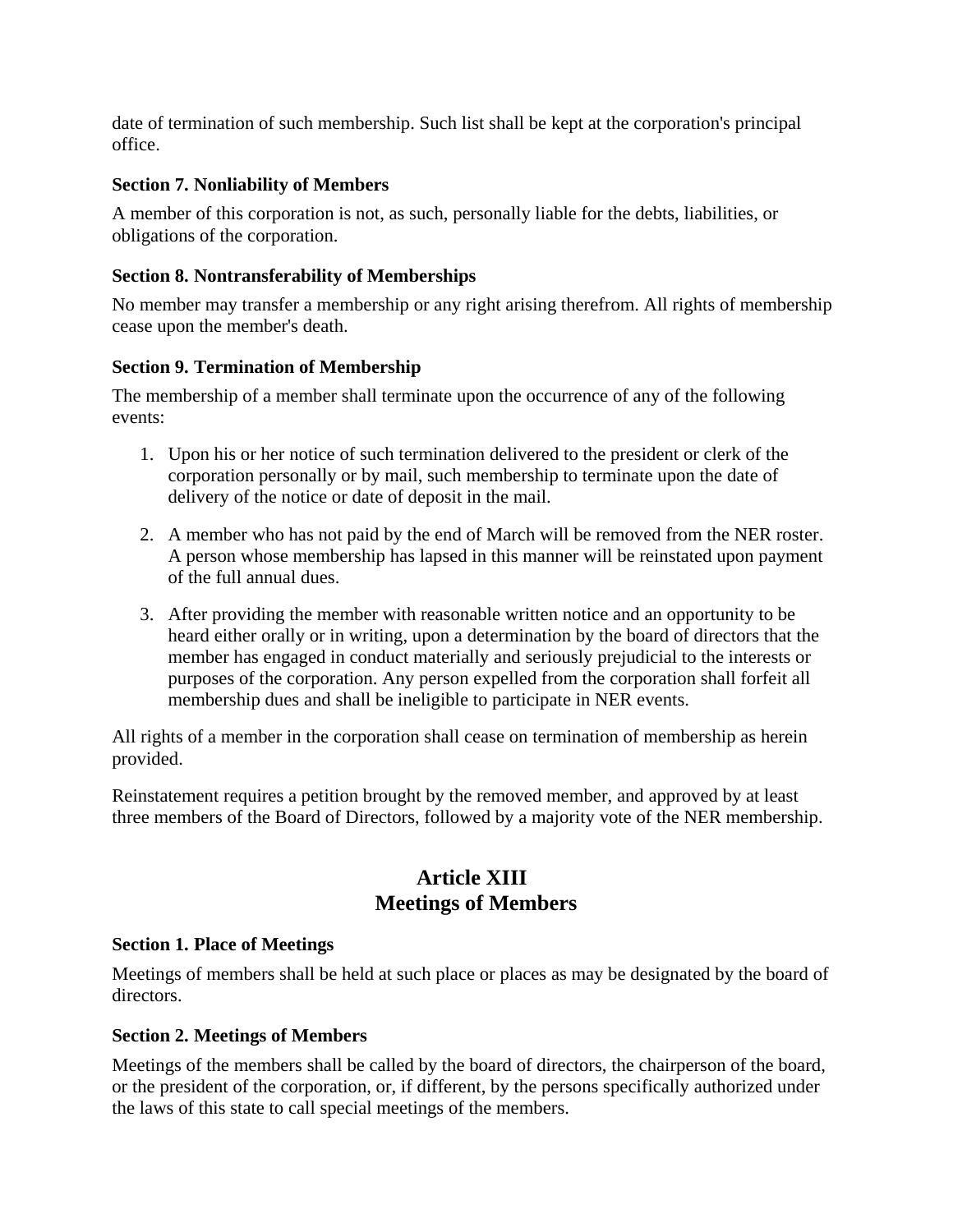date of termination of such membership. Such list shall be kept at the corporation's principal office.

### Section 7. Nonliability of Members

A member of this corporation is not, as such, personally liable for the debts, liabilities, or obligations of the corporation.

### Section 8. Nontransferability of Memberships

No member may transfer a membership or any right arising therefrom. All rights of membership cease upon the member's death.

### Section 9. Termination of Membership

The membership of a member shall terminate upon the occurrence of any of the following events:

1. Upon his or her notice of such termination delivered to the president or clerk of the corporation personally or by mail, such membership to terminate upon the date of delivery of the notice or date of deposit in the mail.

2. A member who has not paid by the end of March will be removed from the NER roster. A person whose membership has lapsed in this manner will be reinstated upon payment of the full annual dues.

3. After providing the member with reasonable written notice and an opportunity to be heard either orally or in writing, upon a determination by the board of directors that the member has engaged in conduct materially and seriously prejudicial to the interests or purposes of the corporation. Any person expelled from the corporation shall forfeit all membership dues and shall be ineligible to participate in NER events.

All rights of a member in the corporation shall cease on termination of membership as herein provided.

Reinstatement requires a petition brought by the removed member, and approved by at least three members of the Board of Directors, followed by a majority vote of the NER membership.

## Article XIII
## Meetings of Members

### Section 1. Place of Meetings

Meetings of members shall be held at such place or places as may be designated by the board of directors.

### Section 2. Meetings of Members

Meetings of the members shall be called by the board of directors, the chairperson of the board, or the president of the corporation, or, if different, by the persons specifically authorized under the laws of this state to call special meetings of the members.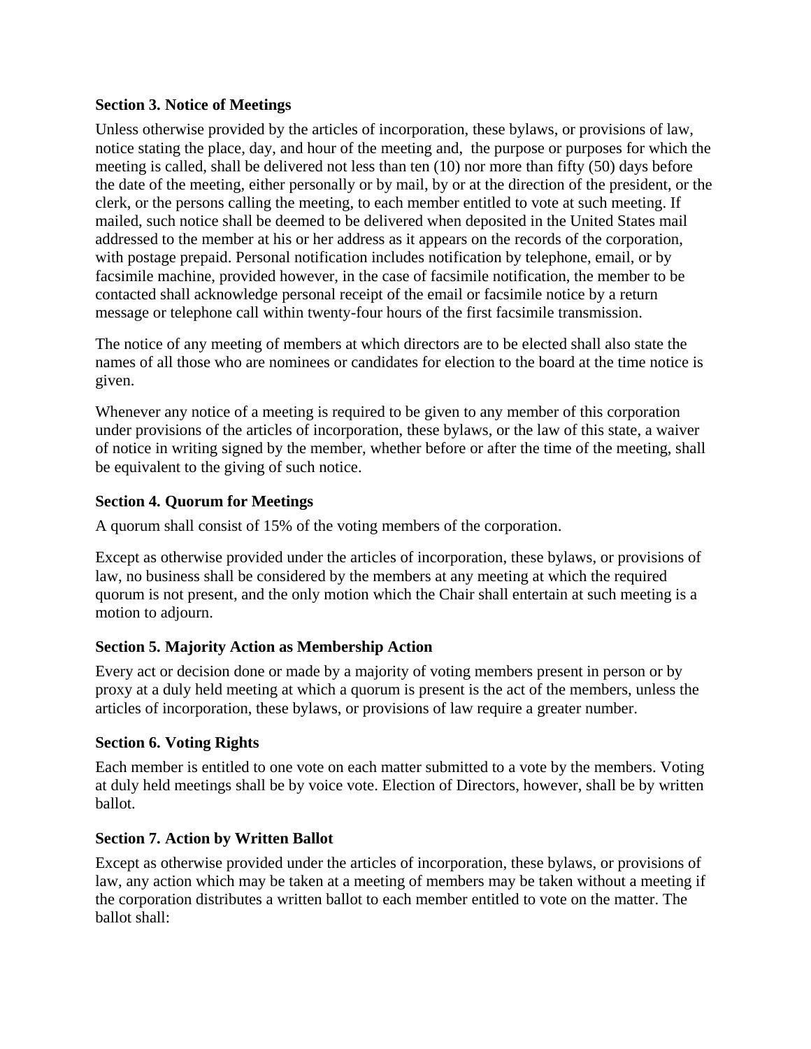**Section 3. Notice of Meetings**

Unless otherwise provided by the articles of incorporation, these bylaws, or provisions of law, notice stating the place, day, and hour of the meeting and,  the purpose or purposes for which the meeting is called, shall be delivered not less than ten (10) nor more than fifty (50) days before the date of the meeting, either personally or by mail, by or at the direction of the president, or the clerk, or the persons calling the meeting, to each member entitled to vote at such meeting. If mailed, such notice shall be deemed to be delivered when deposited in the United States mail addressed to the member at his or her address as it appears on the records of the corporation, with postage prepaid. Personal notification includes notification by telephone, email, or by facsimile machine, provided however, in the case of facsimile notification, the member to be contacted shall acknowledge personal receipt of the email or facsimile notice by a return message or telephone call within twenty-four hours of the first facsimile transmission.

The notice of any meeting of members at which directors are to be elected shall also state the names of all those who are nominees or candidates for election to the board at the time notice is given.

Whenever any notice of a meeting is required to be given to any member of this corporation under provisions of the articles of incorporation, these bylaws, or the law of this state, a waiver of notice in writing signed by the member, whether before or after the time of the meeting, shall be equivalent to the giving of such notice.

**Section 4. Quorum for Meetings**

A quorum shall consist of 15% of the voting members of the corporation.

Except as otherwise provided under the articles of incorporation, these bylaws, or provisions of law, no business shall be considered by the members at any meeting at which the required quorum is not present, and the only motion which the Chair shall entertain at such meeting is a motion to adjourn.

**Section 5. Majority Action as Membership Action**

Every act or decision done or made by a majority of voting members present in person or by proxy at a duly held meeting at which a quorum is present is the act of the members, unless the articles of incorporation, these bylaws, or provisions of law require a greater number.

**Section 6. Voting Rights**

Each member is entitled to one vote on each matter submitted to a vote by the members. Voting at duly held meetings shall be by voice vote. Election of Directors, however, shall be by written ballot.

**Section 7. Action by Written Ballot**

Except as otherwise provided under the articles of incorporation, these bylaws, or provisions of law, any action which may be taken at a meeting of members may be taken without a meeting if the corporation distributes a written ballot to each member entitled to vote on the matter. The ballot shall: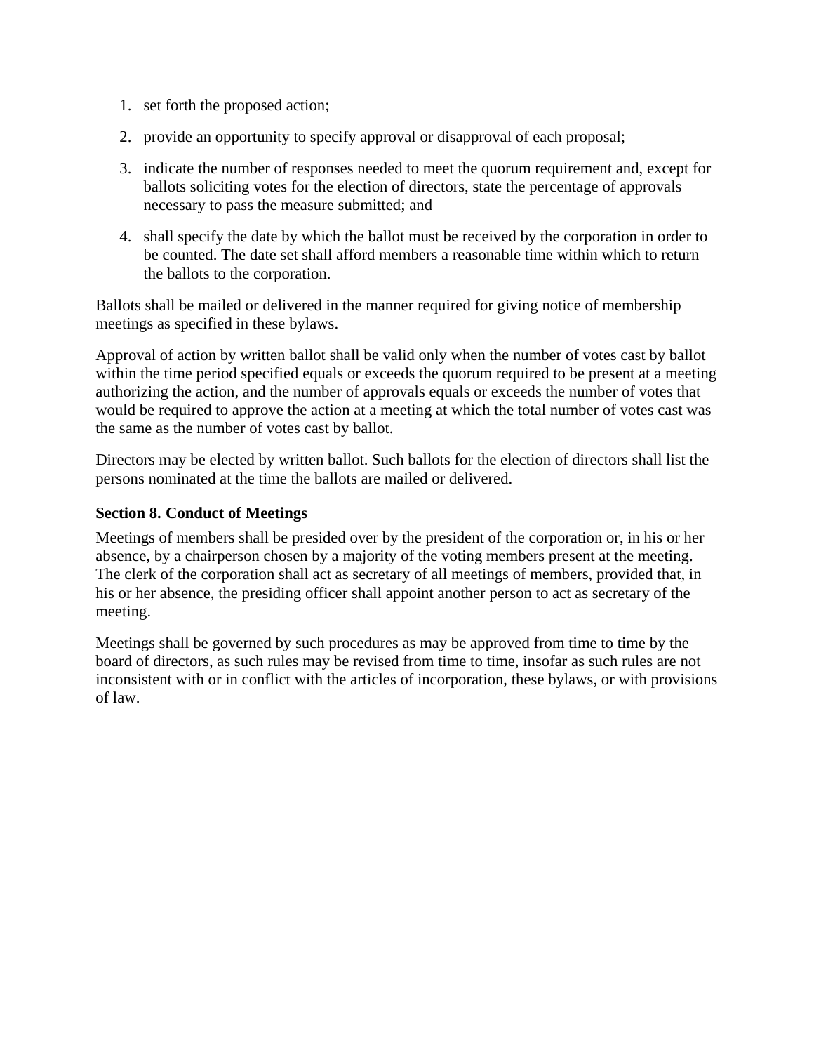1. set forth the proposed action;
2. provide an opportunity to specify approval or disapproval of each proposal;
3. indicate the number of responses needed to meet the quorum requirement and, except for ballots soliciting votes for the election of directors, state the percentage of approvals necessary to pass the measure submitted; and
4. shall specify the date by which the ballot must be received by the corporation in order to be counted. The date set shall afford members a reasonable time within which to return the ballots to the corporation.

Ballots shall be mailed or delivered in the manner required for giving notice of membership meetings as specified in these bylaws.

Approval of action by written ballot shall be valid only when the number of votes cast by ballot within the time period specified equals or exceeds the quorum required to be present at a meeting authorizing the action, and the number of approvals equals or exceeds the number of votes that would be required to approve the action at a meeting at which the total number of votes cast was the same as the number of votes cast by ballot.

Directors may be elected by written ballot. Such ballots for the election of directors shall list the persons nominated at the time the ballots are mailed or delivered.

**Section 8. Conduct of Meetings**

Meetings of members shall be presided over by the president of the corporation or, in his or her absence, by a chairperson chosen by a majority of the voting members present at the meeting. The clerk of the corporation shall act as secretary of all meetings of members, provided that, in his or her absence, the presiding officer shall appoint another person to act as secretary of the meeting.

Meetings shall be governed by such procedures as may be approved from time to time by the board of directors, as such rules may be revised from time to time, insofar as such rules are not inconsistent with or in conflict with the articles of incorporation, these bylaws, or with provisions of law.